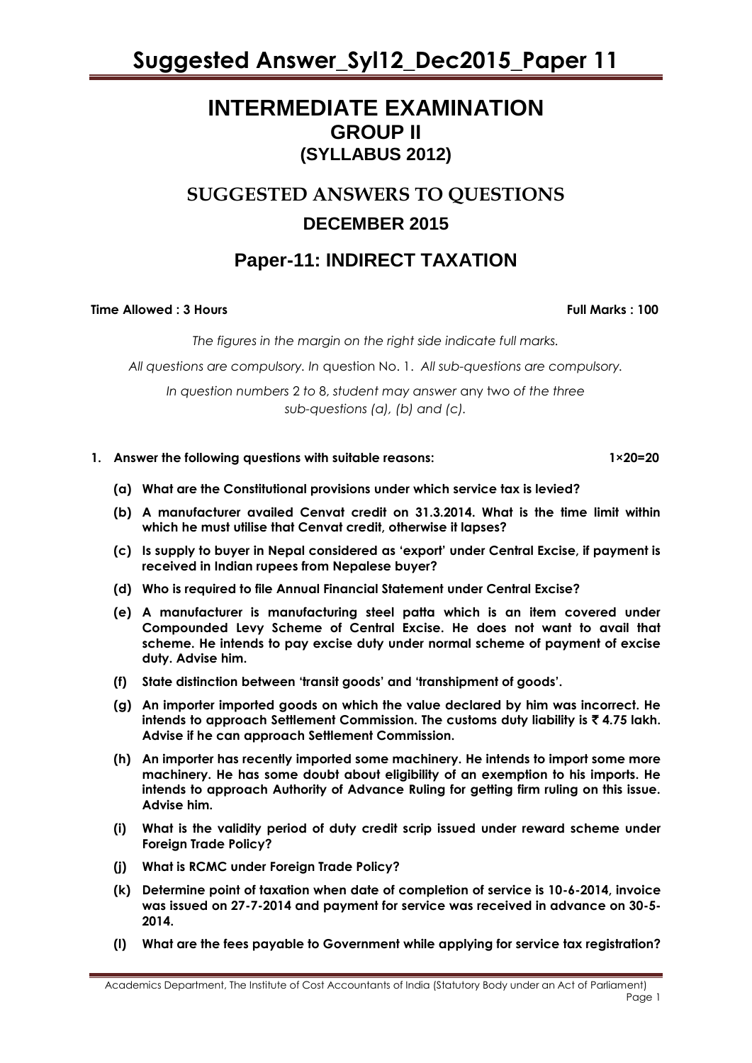# INTERMEDIATE EXAMINATION

## GROUP II

## (SYLLABUS 2012)

## SUGGESTED ANSWERS TO QUESTIONS

## DECEMBER 2015

## Paper-11: INDIRECT TAXATION

**Time Allowed : 3 Hours** **Full Marks : 100**

*The figures in the margin on the right side indicate full marks.*

*All questions are compulsory. In* question No. 1. *All sub-questions are compulsory.*

*In question numbers* 2 *to* 8, *student may answer* any two *of the three sub-questions (a), (b) and (c).*

**1. Answer the following questions with suitable reasons:** **1×20=20**

**(a) What are the Constitutional provisions under which service tax is levied?**

**(b) A manufacturer availed Cenvat credit on 31.3.2014. What is the time limit within which he must utilise that Cenvat credit, otherwise it lapses?**

**(c) Is supply to buyer in Nepal considered as 'export' under Central Excise, if payment is received in Indian rupees from Nepalese buyer?**

**(d) Who is required to file Annual Financial Statement under Central Excise?**

**(e) A manufacturer is manufacturing steel patta which is an item covered under Compounded Levy Scheme of Central Excise. He does not want to avail that scheme. He intends to pay excise duty under normal scheme of payment of excise duty. Advise him.**

**(f) State distinction between 'transit goods' and 'transhipment of goods'.**

**(g) An importer imported goods on which the value declared by him was incorrect. He intends to approach Settlement Commission. The customs duty liability is ₹ 4.75 lakh. Advise if he can approach Settlement Commission.**

**(h) An importer has recently imported some machinery. He intends to import some more machinery. He has some doubt about eligibility of an exemption to his imports. He intends to approach Authority of Advance Ruling for getting firm ruling on this issue. Advise him.**

**(i) What is the validity period of duty credit scrip issued under reward scheme under Foreign Trade Policy?**

**(j) What is RCMC under Foreign Trade Policy?**

**(k) Determine point of taxation when date of completion of service is 10-6-2014, invoice was issued on 27-7-2014 and payment for service was received in advance on 30-5-2014.**

**(l) What are the fees payable to Government while applying for service tax registration?**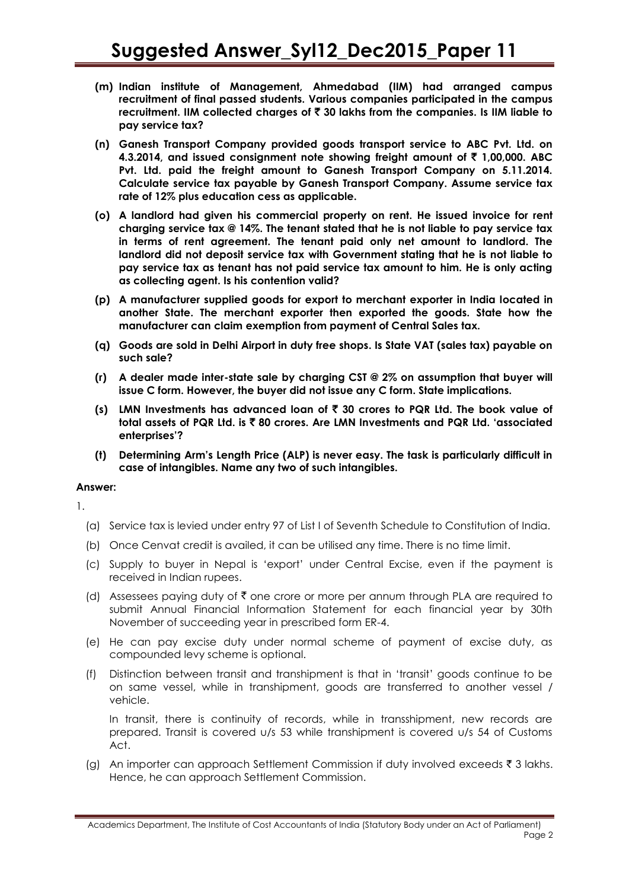**(m) Indian institute of Management, Ahmedabad (IIM) had arranged campus recruitment of final passed students. Various companies participated in the campus recruitment. IIM collected charges of ₹ 30 lakhs from the companies. Is IIM liable to pay service tax?**

**(n) Ganesh Transport Company provided goods transport service to ABC Pvt. Ltd. on 4.3.2014, and issued consignment note showing freight amount of ₹ 1,00,000. ABC Pvt. Ltd. paid the freight amount to Ganesh Transport Company on 5.11.2014. Calculate service tax payable by Ganesh Transport Company. Assume service tax rate of 12% plus education cess as applicable.**

**(o) A landlord had given his commercial property on rent. He issued invoice for rent charging service tax @ 14%. The tenant stated that he is not liable to pay service tax in terms of rent agreement. The tenant paid only net amount to landlord. The landlord did not deposit service tax with Government stating that he is not liable to pay service tax as tenant has not paid service tax amount to him. He is only acting as collecting agent. Is his contention valid?**

**(p) A manufacturer supplied goods for export to merchant exporter in India located in another State. The merchant exporter then exported the goods. State how the manufacturer can claim exemption from payment of Central Sales tax.**

**(q) Goods are sold in Delhi Airport in duty free shops. Is State VAT (sales tax) payable on such sale?**

**(r) A dealer made inter-state sale by charging CST @ 2% on assumption that buyer will issue C form. However, the buyer did not issue any C form. State implications.**

**(s) LMN Investments has advanced loan of ₹ 30 crores to PQR Ltd. The book value of total assets of PQR Ltd. is ₹ 80 crores. Are LMN Investments and PQR Ltd. 'associated enterprises'?**

**(t) Determining Arm's Length Price (ALP) is never easy. The task is particularly difficult in case of intangibles. Name any two of such intangibles.**

**Answer:**

1.

(a) Service tax is levied under entry 97 of List I of Seventh Schedule to Constitution of India.

(b) Once Cenvat credit is availed, it can be utilised any time. There is no time limit.

(c) Supply to buyer in Nepal is 'export' under Central Excise, even if the payment is received in Indian rupees.

(d) Assessees paying duty of ₹ one crore or more per annum through PLA are required to submit Annual Financial Information Statement for each financial year by 30th November of succeeding year in prescribed form ER-4.

(e) He can pay excise duty under normal scheme of payment of excise duty, as compounded levy scheme is optional.

(f) Distinction between transit and transhipment is that in 'transit' goods continue to be on same vessel, while in transhipment, goods are transferred to another vessel / vehicle.

In transit, there is continuity of records, while in transshipment, new records are prepared. Transit is covered u/s 53 while transhipment is covered u/s 54 of Customs Act.

(g) An importer can approach Settlement Commission if duty involved exceeds ₹ 3 lakhs. Hence, he can approach Settlement Commission.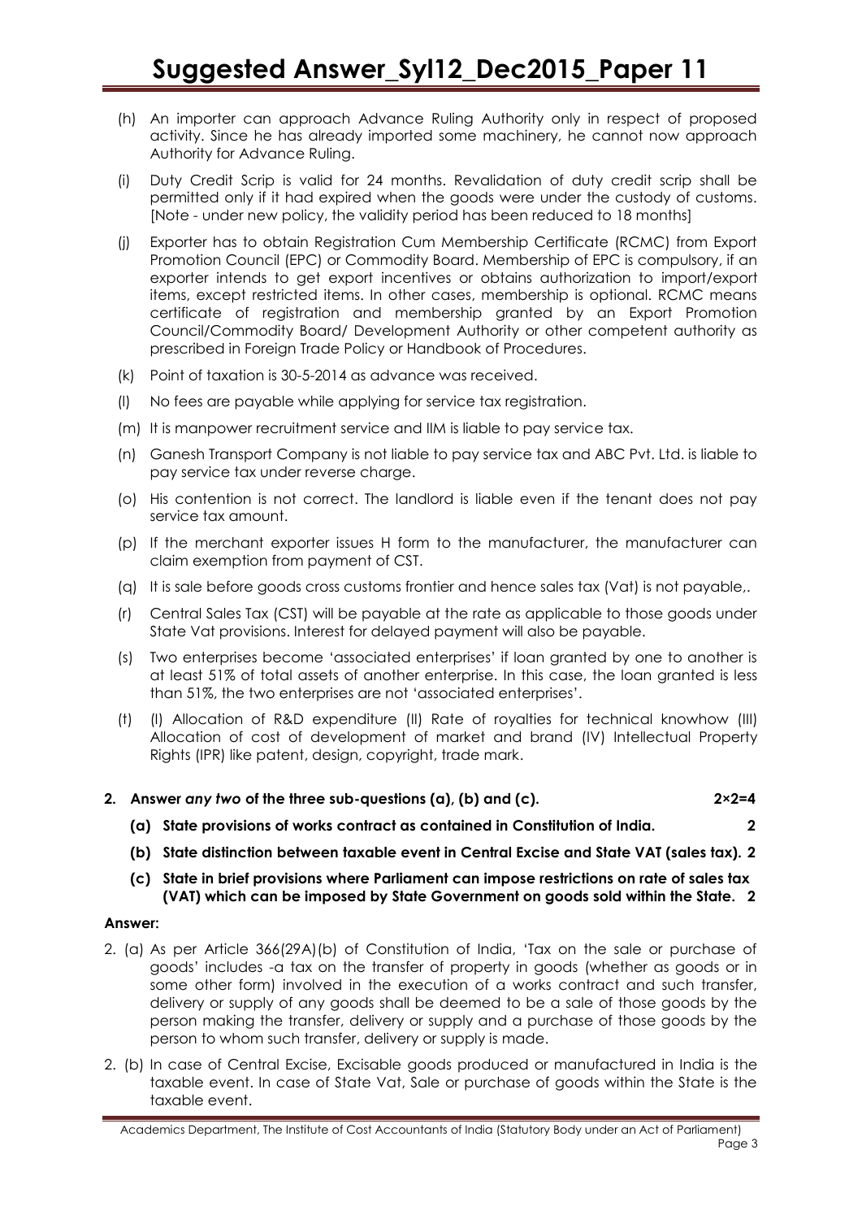(h) An importer can approach Advance Ruling Authority only in respect of proposed activity. Since he has already imported some machinery, he cannot now approach Authority for Advance Ruling.

(i) Duty Credit Scrip is valid for 24 months. Revalidation of duty credit scrip shall be permitted only if it had expired when the goods were under the custody of customs. [Note - under new policy, the validity period has been reduced to 18 months]

(j) Exporter has to obtain Registration Cum Membership Certificate (RCMC) from Export Promotion Council (EPC) or Commodity Board. Membership of EPC is compulsory, if an exporter intends to get export incentives or obtains authorization to import/export items, except restricted items. In other cases, membership is optional. RCMC means certificate of registration and membership granted by an Export Promotion Council/Commodity Board/ Development Authority or other competent authority as prescribed in Foreign Trade Policy or Handbook of Procedures.

(k) Point of taxation is 30-5-2014 as advance was received.

(l) No fees are payable while applying for service tax registration.

(m) It is manpower recruitment service and IIM is liable to pay service tax.

(n) Ganesh Transport Company is not liable to pay service tax and ABC Pvt. Ltd. is liable to pay service tax under reverse charge.

(o) His contention is not correct. The landlord is liable even if the tenant does not pay service tax amount.

(p) If the merchant exporter issues H form to the manufacturer, the manufacturer can claim exemption from payment of CST.

(q) It is sale before goods cross customs frontier and hence sales tax (Vat) is not payable,.

(r) Central Sales Tax (CST) will be payable at the rate as applicable to those goods under State Vat provisions. Interest for delayed payment will also be payable.

(s) Two enterprises become 'associated enterprises' if loan granted by one to another is at least 51% of total assets of another enterprise. In this case, the loan granted is less than 51%, the two enterprises are not 'associated enterprises'.

(t) (I) Allocation of R&D expenditure (II) Rate of royalties for technical knowhow (III) Allocation of cost of development of market and brand (IV) Intellectual Property Rights (IPR) like patent, design, copyright, trade mark.

**2. Answer *any two* of the three sub-questions (a), (b) and (c). 2×2=4**

**(a) State provisions of works contract as contained in Constitution of India. 2**

**(b) State distinction between taxable event in Central Excise and State VAT (sales tax). 2**

**(c) State in brief provisions where Parliament can impose restrictions on rate of sales tax (VAT) which can be imposed by State Government on goods sold within the State. 2**

**Answer:**

2. (a) As per Article 366(29A)(b) of Constitution of India, 'Tax on the sale or purchase of goods' includes -a tax on the transfer of property in goods (whether as goods or in some other form) involved in the execution of a works contract and such transfer, delivery or supply of any goods shall be deemed to be a sale of those goods by the person making the transfer, delivery or supply and a purchase of those goods by the person to whom such transfer, delivery or supply is made.

2. (b) In case of Central Excise, Excisable goods produced or manufactured in India is the taxable event. In case of State Vat, Sale or purchase of goods within the State is the taxable event.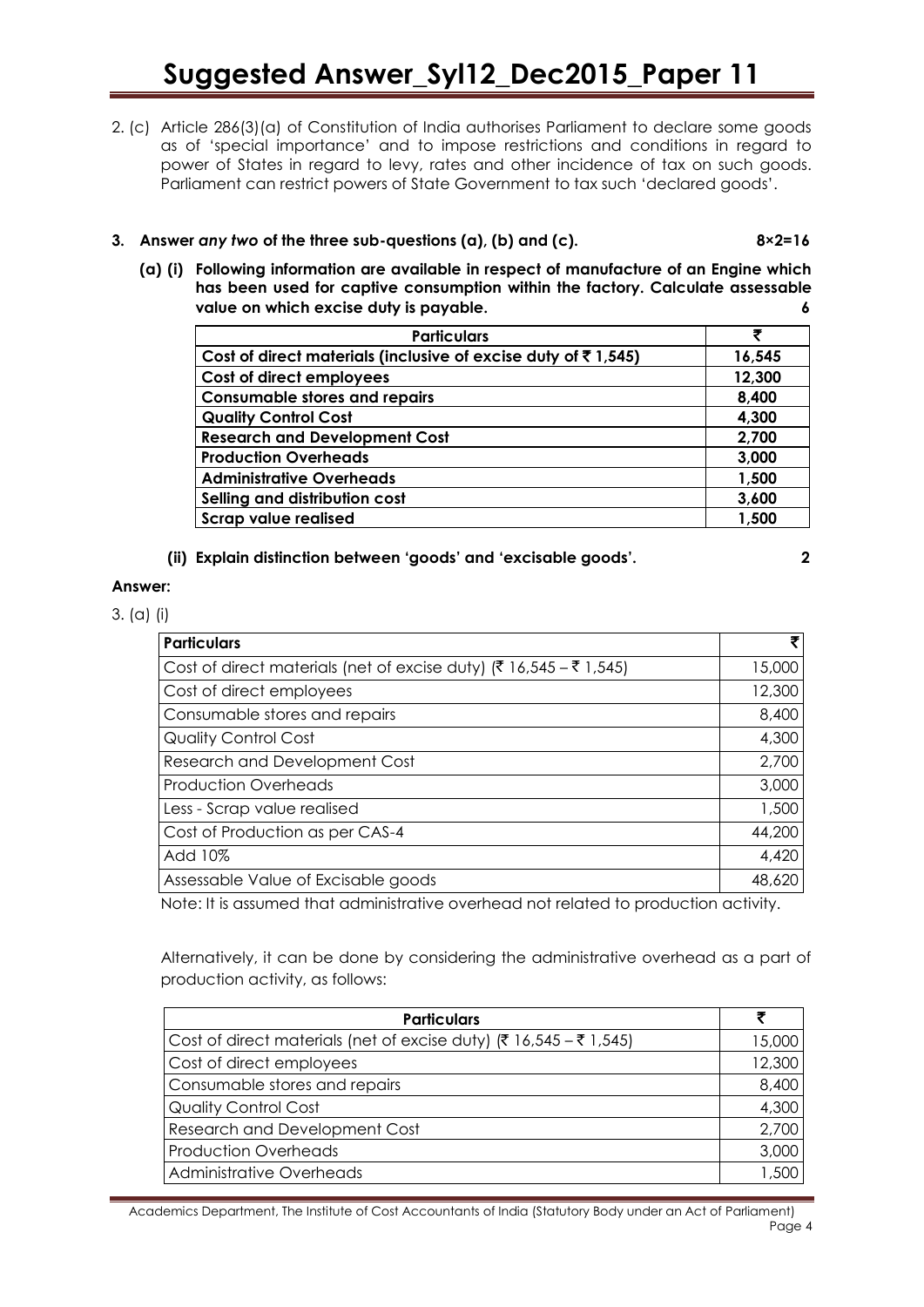2. (c) Article 286(3)(a) of Constitution of India authorises Parliament to declare some goods as of 'special importance' and to impose restrictions and conditions in regard to power of States in regard to levy, rates and other incidence of tax on such goods. Parliament can restrict powers of State Government to tax such 'declared goods'.

**3. Answer *any two* of the three sub-questions (a), (b) and (c). 8×2=16**

**(a) (i) Following information are available in respect of manufacture of an Engine which has been used for captive consumption within the factory. Calculate assessable value on which excise duty is payable. 6**

| Particulars | ₹ |
|---|---|
| Cost of direct materials (inclusive of excise duty of ₹ 1,545) | 16,545 |
| Cost of direct employees | 12,300 |
| Consumable stores and repairs | 8,400 |
| Quality Control Cost | 4,300 |
| Research and Development Cost | 2,700 |
| Production Overheads | 3,000 |
| Administrative Overheads | 1,500 |
| Selling and distribution cost | 3,600 |
| Scrap value realised | 1,500 |

**(ii) Explain distinction between 'goods' and 'excisable goods'. 2**

**Answer:**

3. (a) (i)

| Particulars | ₹ |
|---|---|
| Cost of direct materials (net of excise duty) (₹ 16,545 – ₹ 1,545) | 15,000 |
| Cost of direct employees | 12,300 |
| Consumable stores and repairs | 8,400 |
| Quality Control Cost | 4,300 |
| Research and Development Cost | 2,700 |
| Production Overheads | 3,000 |
| Less - Scrap value realised | 1,500 |
| Cost of Production as per CAS-4 | 44,200 |
| Add 10% | 4,420 |
| Assessable Value of Excisable goods | 48,620 |

Note: It is assumed that administrative overhead not related to production activity.

Alternatively, it can be done by considering the administrative overhead as a part of production activity, as follows:

| Particulars | ₹ |
|---|---|
| Cost of direct materials (net of excise duty) (₹ 16,545 – ₹ 1,545) | 15,000 |
| Cost of direct employees | 12,300 |
| Consumable stores and repairs | 8,400 |
| Quality Control Cost | 4,300 |
| Research and Development Cost | 2,700 |
| Production Overheads | 3,000 |
| Administrative Overheads | 1,500 |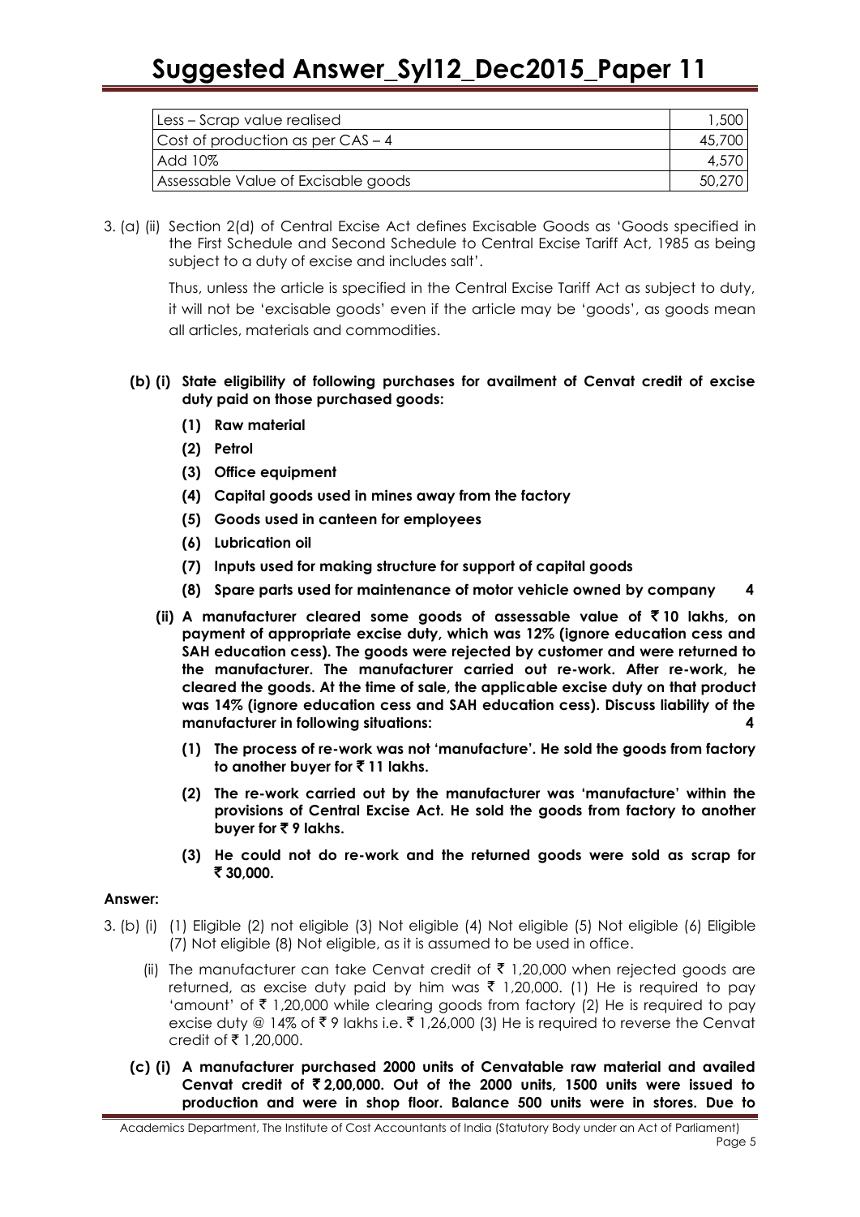| | |
|---|---|
| Less – Scrap value realised | 1,500 |
| Cost of production as per CAS – 4 | 45,700 |
| Add 10% | 4,570 |
| Assessable Value of Excisable goods | 50,270 |

3. (a) (ii) Section 2(d) of Central Excise Act defines Excisable Goods as 'Goods specified in the First Schedule and Second Schedule to Central Excise Tariff Act, 1985 as being subject to a duty of excise and includes salt'.

Thus, unless the article is specified in the Central Excise Tariff Act as subject to duty, it will not be 'excisable goods' even if the article may be 'goods', as goods mean all articles, materials and commodities.

**(b) (i) State eligibility of following purchases for availment of Cenvat credit of excise duty paid on those purchased goods:**

**(1) Raw material**

**(2) Petrol**

**(3) Office equipment**

**(4) Capital goods used in mines away from the factory**

**(5) Goods used in canteen for employees**

**(6) Lubrication oil**

**(7) Inputs used for making structure for support of capital goods**

**(8) Spare parts used for maintenance of motor vehicle owned by company 4**

**(ii) A manufacturer cleared some goods of assessable value of ₹ 10 lakhs, on payment of appropriate excise duty, which was 12% (ignore education cess and SAH education cess). The goods were rejected by customer and were returned to the manufacturer. The manufacturer carried out re-work. After re-work, he cleared the goods. At the time of sale, the applicable excise duty on that product was 14% (ignore education cess and SAH education cess). Discuss liability of the manufacturer in following situations: 4**

**(1) The process of re-work was not 'manufacture'. He sold the goods from factory to another buyer for ₹ 11 lakhs.**

**(2) The re-work carried out by the manufacturer was 'manufacture' within the provisions of Central Excise Act. He sold the goods from factory to another buyer for ₹ 9 lakhs.**

**(3) He could not do re-work and the returned goods were sold as scrap for ₹ 30,000.**

**Answer:**

3. (b) (i) (1) Eligible (2) not eligible (3) Not eligible (4) Not eligible (5) Not eligible (6) Eligible (7) Not eligible (8) Not eligible, as it is assumed to be used in office.

(ii) The manufacturer can take Cenvat credit of ₹ 1,20,000 when rejected goods are returned, as excise duty paid by him was ₹ 1,20,000. (1) He is required to pay 'amount' of ₹ 1,20,000 while clearing goods from factory (2) He is required to pay excise duty @ 14% of ₹ 9 lakhs i.e. ₹ 1,26,000 (3) He is required to reverse the Cenvat credit of ₹ 1,20,000.

**(c) (i) A manufacturer purchased 2000 units of Cenvatable raw material and availed Cenvat credit of ₹ 2,00,000. Out of the 2000 units, 1500 units were issued to production and were in shop floor. Balance 500 units were in stores. Due to**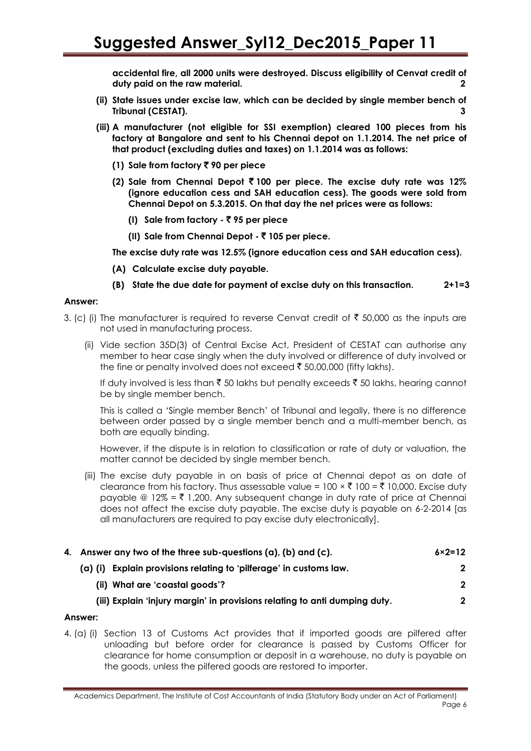**accidental fire, all 2000 units were destroyed. Discuss eligibility of Cenvat credit of duty paid on the raw material. 2**

**(ii) State issues under excise law, which can be decided by single member bench of Tribunal (CESTAT). 3**

**(iii) A manufacturer (not eligible for SSI exemption) cleared 100 pieces from his factory at Bangalore and sent to his Chennai depot on 1.1.2014. The net price of that product (excluding duties and taxes) on 1.1.2014 was as follows:**

**(1) Sale from factory ₹ 90 per piece**

**(2) Sale from Chennai Depot ₹ 100 per piece. The excise duty rate was 12% (ignore education cess and SAH education cess). The goods were sold from Chennai Depot on 5.3.2015. On that day the net prices were as follows:**

**(I) Sale from factory - ₹ 95 per piece**

**(II) Sale from Chennai Depot - ₹ 105 per piece.**

**The excise duty rate was 12.5% (ignore education cess and SAH education cess).**

**(A) Calculate excise duty payable.**

**(B) State the due date for payment of excise duty on this transaction. 2+1=3**

**Answer:**

3. (c) (i) The manufacturer is required to reverse Cenvat credit of ₹ 50,000 as the inputs are not used in manufacturing process.

(ii) Vide section 35D(3) of Central Excise Act, President of CESTAT can authorise any member to hear case singly when the duty involved or difference of duty involved or the fine or penalty involved does not exceed ₹ 50,00,000 (fifty lakhs).

If duty involved is less than ₹ 50 lakhs but penalty exceeds ₹ 50 lakhs, hearing cannot be by single member bench.

This is called a 'Single member Bench' of Tribunal and legally, there is no difference between order passed by a single member bench and a multi-member bench, as both are equally binding.

However, if the dispute is in relation to classification or rate of duty or valuation, the matter cannot be decided by single member bench.

(iii) The excise duty payable in on basis of price at Chennai depot as on date of clearance from his factory. Thus assessable value = 100 × ₹ 100 = ₹ 10,000. Excise duty payable @ 12% = ₹ 1,200. Any subsequent change in duty rate of price at Chennai does not affect the excise duty payable. The excise duty is payable on 6-2-2014 [as all manufacturers are required to pay excise duty electronically].

**4. Answer any two of the three sub-questions (a), (b) and (c). 6×2=12**

**(a) (i) Explain provisions relating to 'pilferage' in customs law. 2**

**(ii) What are 'coastal goods'? 2**

**(iii) Explain 'injury margin' in provisions relating to anti dumping duty. 2**

**Answer:**

4. (a) (i) Section 13 of Customs Act provides that if imported goods are pilfered after unloading but before order for clearance is passed by Customs Officer for clearance for home consumption or deposit in a warehouse, no duty is payable on the goods, unless the pilfered goods are restored to importer.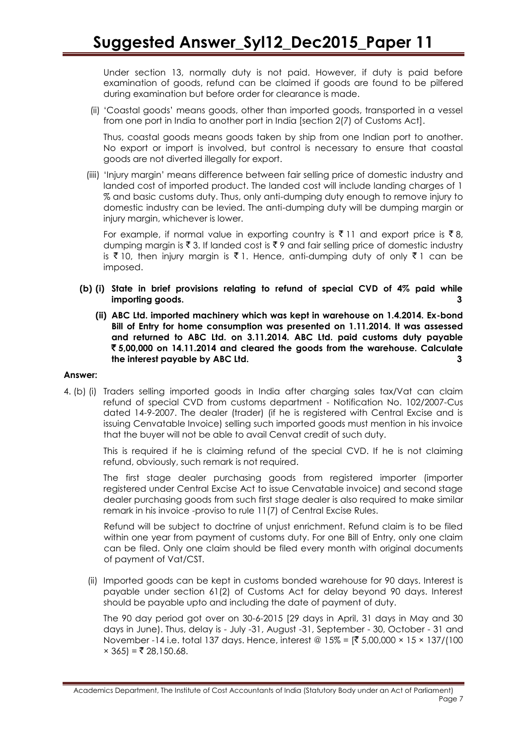Under section 13, normally duty is not paid. However, if duty is paid before examination of goods, refund can be claimed if goods are found to be pilfered during examination but before order for clearance is made.

(ii) 'Coastal goods' means goods, other than imported goods, transported in a vessel from one port in India to another port in India [section 2(7) of Customs Act].

Thus, coastal goods means goods taken by ship from one Indian port to another. No export or import is involved, but control is necessary to ensure that coastal goods are not diverted illegally for export.

(iiii) 'Injury margin' means difference between fair selling price of domestic industry and landed cost of imported product. The landed cost will include landing charges of 1 % and basic customs duty. Thus, only anti-dumping duty enough to remove injury to domestic industry can be levied. The anti-dumping duty will be dumping margin or injury margin, whichever is lower.

For example, if normal value in exporting country is ₹ 11 and export price is ₹ 8, dumping margin is ₹ 3. If landed cost is ₹ 9 and fair selling price of domestic industry is ₹ 10, then injury margin is ₹ 1. Hence, anti-dumping duty of only ₹ 1 can be imposed.

**(b) (i) State in brief provisions relating to refund of special CVD of 4% paid while importing goods. 3**

**(ii) ABC Ltd. imported machinery which was kept in warehouse on 1.4.2014. Ex-bond Bill of Entry for home consumption was presented on 1.11.2014. It was assessed and returned to ABC Ltd. on 3.11.2014. ABC Ltd. paid customs duty payable ₹ 5,00,000 on 14.11.2014 and cleared the goods from the warehouse. Calculate the interest payable by ABC Ltd. 3**

**Answer:**

4. (b) (i) Traders selling imported goods in India after charging sales tax/Vat can claim refund of special CVD from customs department - Notification No. 102/2007-Cus dated 14-9-2007. The dealer (trader) (if he is registered with Central Excise and is issuing Cenvatable Invoice) selling such imported goods must mention in his invoice that the buyer will not be able to avail Cenvat credit of such duty.

This is required if he is claiming refund of the special CVD. If he is not claiming refund, obviously, such remark is not required.

The first stage dealer purchasing goods from registered importer (importer registered under Central Excise Act to issue Cenvatable invoice) and second stage dealer purchasing goods from such first stage dealer is also required to make similar remark in his invoice -proviso to rule 11(7) of Central Excise Rules.

Refund will be subject to doctrine of unjust enrichment. Refund claim is to be filed within one year from payment of customs duty. For one Bill of Entry, only one claim can be filed. Only one claim should be filed every month with original documents of payment of Vat/CST.

(ii) Imported goods can be kept in customs bonded warehouse for 90 days. Interest is payable under section 61(2) of Customs Act for delay beyond 90 days. Interest should be payable upto and including the date of payment of duty.

The 90 day period got over on 30-6-2015 [29 days in April, 31 days in May and 30 days in June). Thus, delay is - July -31, August -31, September - 30, October - 31 and November -14 i.e. total 137 days. Hence, interest @ 15% = [₹ 5,00,000 × 15 × 137/(100 × 365) = ₹ 28,150.68.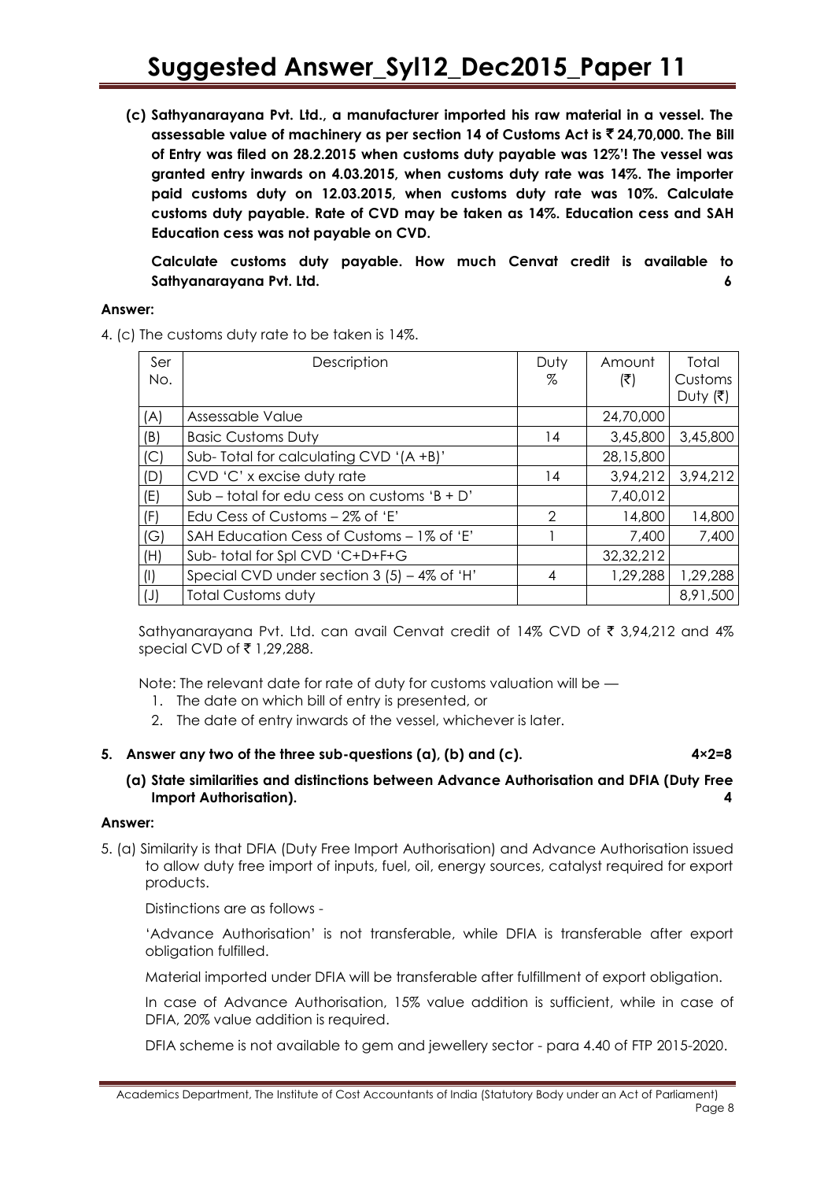**(c) Sathyanarayana Pvt. Ltd., a manufacturer imported his raw material in a vessel. The assessable value of machinery as per section 14 of Customs Act is ₹ 24,70,000. The Bill of Entry was filed on 28.2.2015 when customs duty payable was 12%'! The vessel was granted entry inwards on 4.03.2015, when customs duty rate was 14%. The importer paid customs duty on 12.03.2015, when customs duty rate was 10%. Calculate customs duty payable. Rate of CVD may be taken as 14%. Education cess and SAH Education cess was not payable on CVD.**

**Calculate customs duty payable. How much Cenvat credit is available to Sathyanarayana Pvt. Ltd. 6**

**Answer:**

4. (c) The customs duty rate to be taken is 14%.

| Ser No. | Description | Duty % | Amount (₹) | Total Customs Duty (₹) |
|---|---|---|---|---|
| (A) | Assessable Value | | 24,70,000 | |
| (B) | Basic Customs Duty | 14 | 3,45,800 | 3,45,800 |
| (C) | Sub- Total for calculating CVD '(A +B)' | | 28,15,800 | |
| (D) | CVD 'C' x excise duty rate | 14 | 3,94,212 | 3,94,212 |
| (E) | Sub – total for edu cess on customs 'B + D' | | 7,40,012 | |
| (F) | Edu Cess of Customs – 2% of 'E' | 2 | 14,800 | 14,800 |
| (G) | SAH Education Cess of Customs – 1% of 'E' | 1 | 7,400 | 7,400 |
| (H) | Sub- total for Spl CVD 'C+D+F+G | | 32,32,212 | |
| (I) | Special CVD under section 3 (5) – 4% of 'H' | 4 | 1,29,288 | 1,29,288 |
| (J) | Total Customs duty | | | 8,91,500 |

Sathyanarayana Pvt. Ltd. can avail Cenvat credit of 14% CVD of ₹ 3,94,212 and 4% special CVD of ₹ 1,29,288.

Note: The relevant date for rate of duty for customs valuation will be —

1. The date on which bill of entry is presented, or
2. The date of entry inwards of the vessel, whichever is later.

**5. Answer any two of the three sub-questions (a), (b) and (c). 4×2=8**

**(a) State similarities and distinctions between Advance Authorisation and DFIA (Duty Free Import Authorisation). 4**

**Answer:**

5. (a) Similarity is that DFIA (Duty Free Import Authorisation) and Advance Authorisation issued to allow duty free import of inputs, fuel, oil, energy sources, catalyst required for export products.

Distinctions are as follows -

'Advance Authorisation' is not transferable, while DFIA is transferable after export obligation fulfilled.

Material imported under DFIA will be transferable after fulfillment of export obligation.

In case of Advance Authorisation, 15% value addition is sufficient, while in case of DFIA, 20% value addition is required.

DFIA scheme is not available to gem and jewellery sector - para 4.40 of FTP 2015-2020.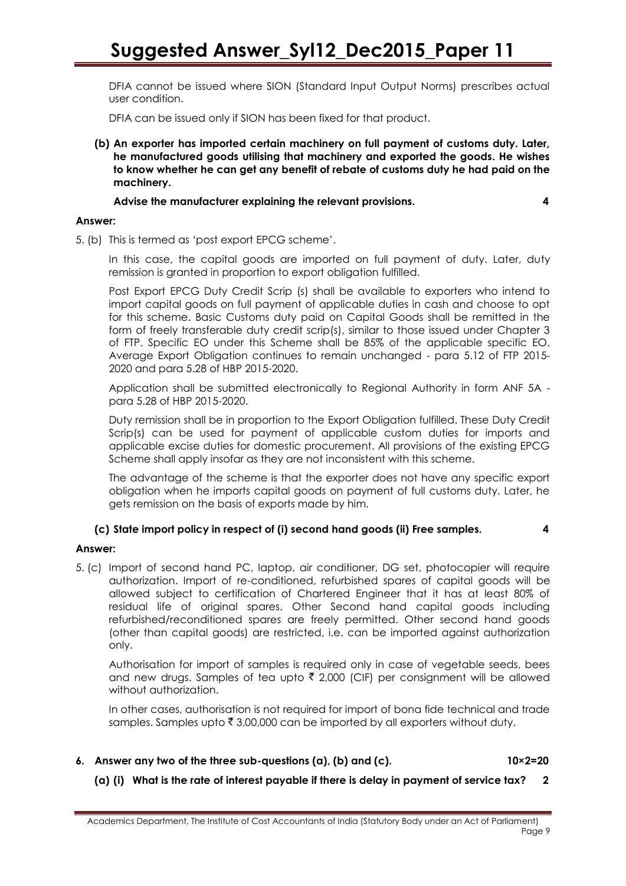DFIA cannot be issued where SION (Standard Input Output Norms) prescribes actual user condition.

DFIA can be issued only if SION has been fixed for that product.

**(b) An exporter has imported certain machinery on full payment of customs duty. Later, he manufactured goods utilising that machinery and exported the goods. He wishes to know whether he can get any benefit of rebate of customs duty he had paid on the machinery.**

**Advise the manufacturer explaining the relevant provisions. 4**

**Answer:**

5. (b) This is termed as 'post export EPCG scheme'.

In this case, the capital goods are imported on full payment of duty. Later, duty remission is granted in proportion to export obligation fulfilled.

Post Export EPCG Duty Credit Scrip (s) shall be available to exporters who intend to import capital goods on full payment of applicable duties in cash and choose to opt for this scheme. Basic Customs duty paid on Capital Goods shall be remitted in the form of freely transferable duty credit scrip(s), similar to those issued under Chapter 3 of FTP. Specific EO under this Scheme shall be 85% of the applicable specific EO. Average Export Obligation continues to remain unchanged - para 5.12 of FTP 2015-2020 and para 5.28 of HBP 2015-2020.

Application shall be submitted electronically to Regional Authority in form ANF 5A - para 5.28 of HBP 2015-2020.

Duty remission shall be in proportion to the Export Obligation fulfilled. These Duty Credit Scrip(s) can be used for payment of applicable custom duties for imports and applicable excise duties for domestic procurement. All provisions of the existing EPCG Scheme shall apply insofar as they are not inconsistent with this scheme.

The advantage of the scheme is that the exporter does not have any specific export obligation when he imports capital goods on payment of full customs duty. Later, he gets remission on the basis of exports made by him.

**(c) State import policy in respect of (i) second hand goods (ii) Free samples. 4**

**Answer:**

5. (c) Import of second hand PC, laptop, air conditioner, DG set, photocopier will require authorization. Import of re-conditioned, refurbished spares of capital goods will be allowed subject to certification of Chartered Engineer that it has at least 80% of residual life of original spares. Other Second hand capital goods including refurbished/reconditioned spares are freely permitted. Other second hand goods (other than capital goods) are restricted, i.e. can be imported against authorization only.

Authorisation for import of samples is required only in case of vegetable seeds, bees and new drugs. Samples of tea upto ₹ 2,000 (CIF) per consignment will be allowed without authorization.

In other cases, authorisation is not required for import of bona fide technical and trade samples. Samples upto ₹ 3,00,000 can be imported by all exporters without duty.

**6. Answer any two of the three sub-questions (a), (b) and (c). 10×2=20**

**(a) (i) What is the rate of interest payable if there is delay in payment of service tax? 2**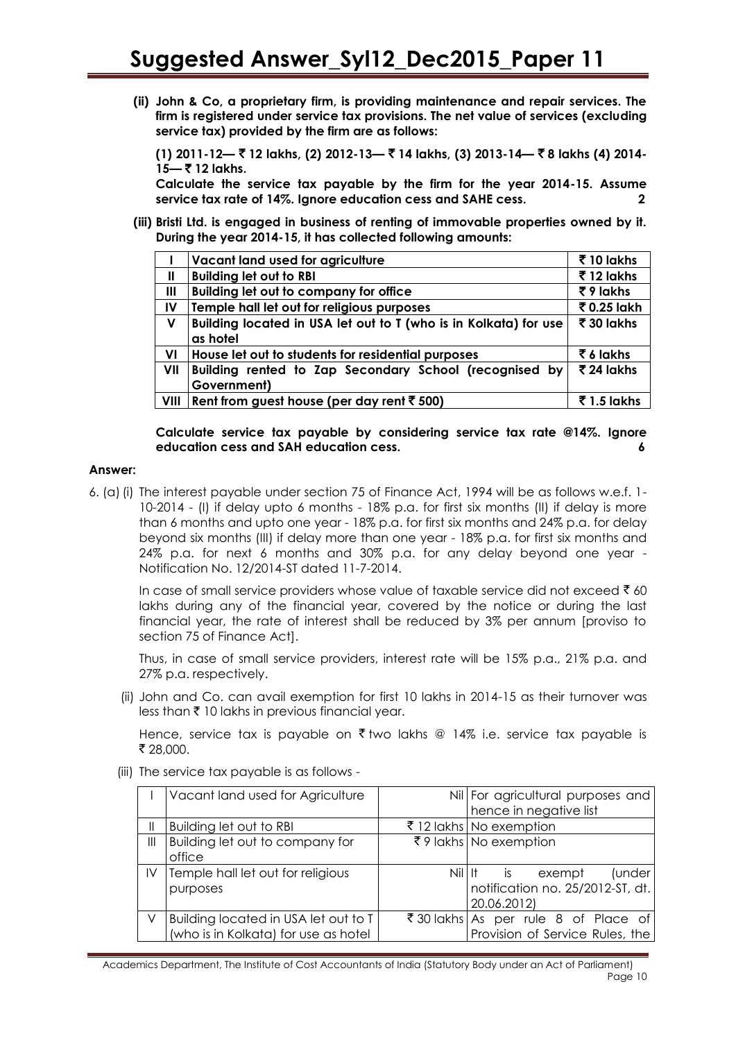**(ii) John & Co, a proprietary firm, is providing maintenance and repair services. The firm is registered under service tax provisions. The net value of services (excluding service tax) provided by the firm are as follows:**

**(1) 2011-12— ₹ 12 lakhs, (2) 2012-13— ₹ 14 lakhs, (3) 2013-14— ₹ 8 lakhs (4) 2014-15— ₹ 12 lakhs.**

**Calculate the service tax payable by the firm for the year 2014-15. Assume service tax rate of 14%. Ignore education cess and SAHE cess.** **2**

**(iii) Bristi Ltd. is engaged in business of renting of immovable properties owned by it. During the year 2014-15, it has collected following amounts:**

| | | |
|---|---|---|
| **I** | **Vacant land used for agriculture** | **₹ 10 lakhs** |
| **II** | **Building let out to RBI** | **₹ 12 lakhs** |
| **III** | **Building let out to company for office** | **₹ 9 lakhs** |
| **IV** | **Temple hall let out for religious purposes** | **₹ 0.25 lakh** |
| **V** | **Building located in USA let out to T (who is in Kolkata) for use as hotel** | **₹ 30 lakhs** |
| **VI** | **House let out to students for residential purposes** | **₹ 6 lakhs** |
| **VII** | **Building rented to Zap Secondary School (recognised by Government)** | **₹ 24 lakhs** |
| **VIII** | **Rent from guest house (per day rent ₹ 500)** | **₹ 1.5 lakhs** |

**Calculate service tax payable by considering service tax rate @14%. Ignore education cess and SAH education cess.** **6**

**Answer:**

6. (a) (i) The interest payable under section 75 of Finance Act, 1994 will be as follows w.e.f. 1-10-2014 - (I) if delay upto 6 months - 18% p.a. for first six months (II) if delay is more than 6 months and upto one year - 18% p.a. for first six months and 24% p.a. for delay beyond six months (III) if delay more than one year - 18% p.a. for first six months and 24% p.a. for next 6 months and 30% p.a. for any delay beyond one year - Notification No. 12/2014-ST dated 11-7-2014.

In case of small service providers whose value of taxable service did not exceed ₹ 60 lakhs during any of the financial year, covered by the notice or during the last financial year, the rate of interest shall be reduced by 3% per annum [proviso to section 75 of Finance Act].

Thus, in case of small service providers, interest rate will be 15% p.a., 21% p.a. and 27% p.a. respectively.

(ii) John and Co. can avail exemption for first 10 lakhs in 2014-15 as their turnover was less than ₹ 10 lakhs in previous financial year.

Hence, service tax is payable on ₹ two lakhs @ 14% i.e. service tax payable is ₹ 28,000.

(iii) The service tax payable is as follows -

| | | | |
|---|---|---|---|
| I | Vacant land used for Agriculture | Nil | For agricultural purposes and hence in negative list |
| II | Building let out to RBI | ₹ 12 lakhs | No exemption |
| III | Building let out to company for office | ₹ 9 lakhs | No exemption |
| IV | Temple hall let out for religious purposes | Nil | It is exempt (under notification no. 25/2012-ST, dt. 20.06.2012) |
| V | Building located in USA let out to T (who is in Kolkata) for use as hotel | ₹ 30 lakhs | As per rule 8 of Place of Provision of Service Rules, the |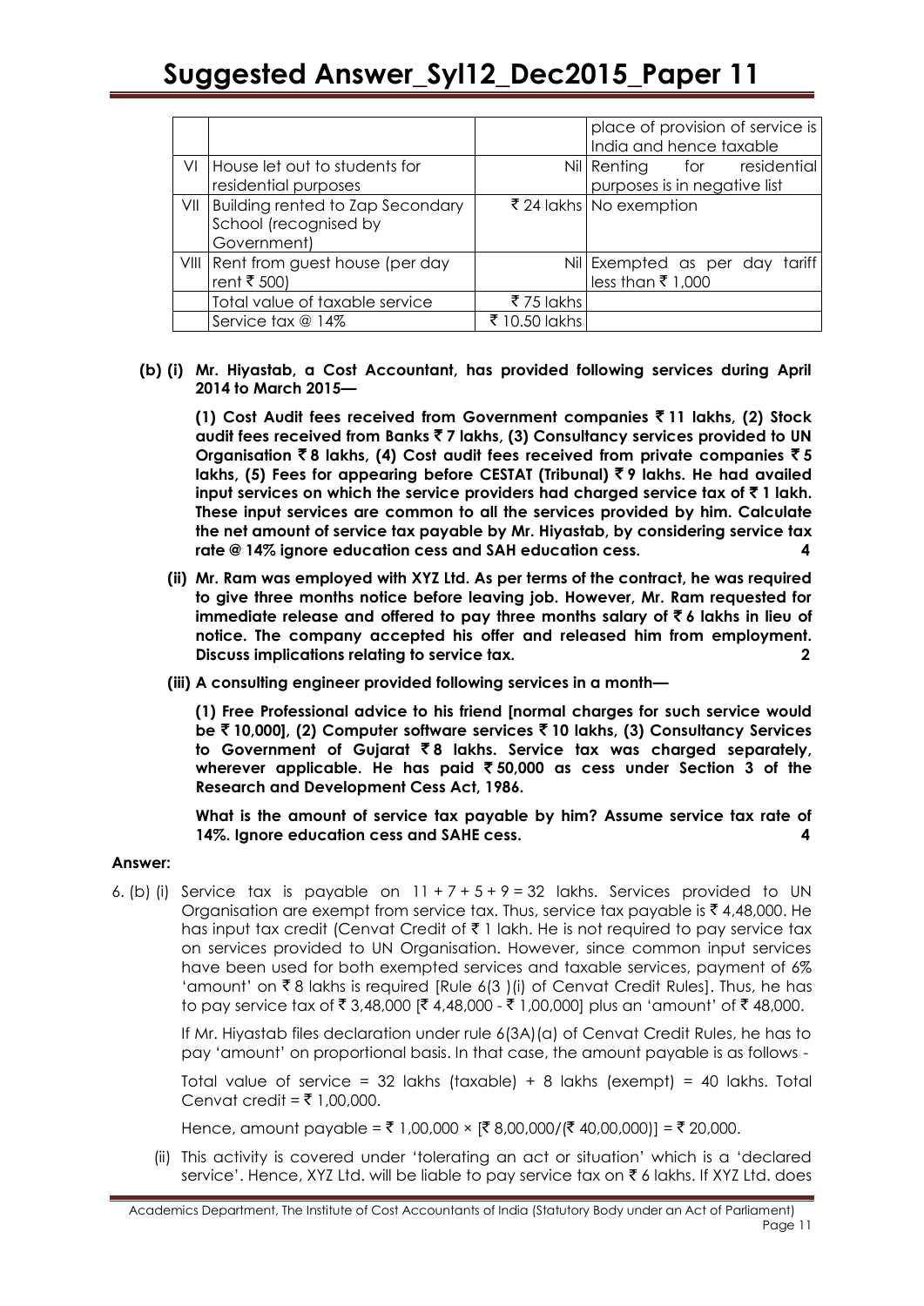|  |  |  | place of provision of service is India and hence taxable |
|---|---|---|---|
| VI | House let out to students for residential purposes | Nil | Renting for residential purposes is in negative list |
| VII | Building rented to Zap Secondary School (recognised by Government) | ₹ 24 lakhs | No exemption |
| VIII | Rent from guest house (per day rent ₹ 500) | Nil | Exempted as per day tariff less than ₹ 1,000 |
|  | Total value of taxable service | ₹ 75 lakhs |  |
|  | Service tax @ 14% | ₹ 10.50 lakhs |  |

**(b) (i) Mr. Hiyastab, a Cost Accountant, has provided following services during April 2014 to March 2015—**

**(1) Cost Audit fees received from Government companies ₹ 11 lakhs, (2) Stock audit fees received from Banks ₹ 7 lakhs, (3) Consultancy services provided to UN Organisation ₹ 8 lakhs, (4) Cost audit fees received from private companies ₹ 5 lakhs, (5) Fees for appearing before CESTAT (Tribunal) ₹ 9 lakhs. He had availed input services on which the service providers had charged service tax of ₹ 1 lakh. These input services are common to all the services provided by him. Calculate the net amount of service tax payable by Mr. Hiyastab, by considering service tax rate @ 14% ignore education cess and SAH education cess.** **4**

**(ii) Mr. Ram was employed with XYZ Ltd. As per terms of the contract, he was required to give three months notice before leaving job. However, Mr. Ram requested for immediate release and offered to pay three months salary of ₹ 6 lakhs in lieu of notice. The company accepted his offer and released him from employment. Discuss implications relating to service tax.** **2**

**(iii) A consulting engineer provided following services in a month—**

**(1) Free Professional advice to his friend [normal charges for such service would be ₹ 10,000], (2) Computer software services ₹ 10 lakhs, (3) Consultancy Services to Government of Gujarat ₹ 8 lakhs. Service tax was charged separately, wherever applicable. He has paid ₹ 50,000 as cess under Section 3 of the Research and Development Cess Act, 1986.**

**What is the amount of service tax payable by him? Assume service tax rate of 14%. Ignore education cess and SAHE cess.** **4**

**Answer:**

6. (b) (i) Service tax is payable on 11 + 7 + 5 + 9 = 32 lakhs. Services provided to UN Organisation are exempt from service tax. Thus, service tax payable is ₹ 4,48,000. He has input tax credit (Cenvat Credit of ₹ 1 lakh. He is not required to pay service tax on services provided to UN Organisation. However, since common input services have been used for both exempted services and taxable services, payment of 6% 'amount' on ₹ 8 lakhs is required [Rule 6(3 )(i) of Cenvat Credit Rules]. Thus, he has to pay service tax of ₹ 3,48,000 [₹ 4,48,000 - ₹ 1,00,000] plus an 'amount' of ₹ 48,000.

If Mr. Hiyastab files declaration under rule 6(3A)(a) of Cenvat Credit Rules, he has to pay 'amount' on proportional basis. In that case, the amount payable is as follows -

Total value of service = 32 lakhs (taxable) + 8 lakhs (exempt) = 40 lakhs. Total Cenvat credit = ₹ 1,00,000.

Hence, amount payable = ₹ 1,00,000 × [₹ 8,00,000/(₹ 40,00,000)] = ₹ 20,000.

(ii) This activity is covered under 'tolerating an act or situation' which is a 'declared service'. Hence, XYZ Ltd. will be liable to pay service tax on ₹ 6 lakhs. If XYZ Ltd. does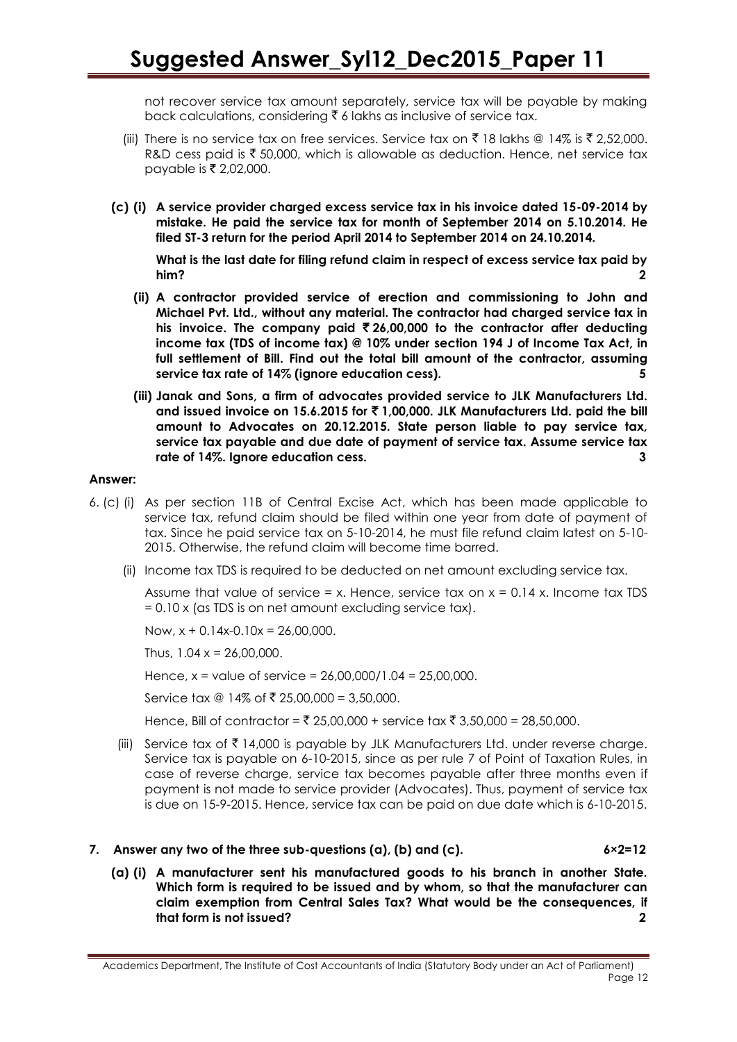not recover service tax amount separately, service tax will be payable by making back calculations, considering ₹ 6 lakhs as inclusive of service tax.

(iii) There is no service tax on free services. Service tax on ₹ 18 lakhs @ 14% is ₹ 2,52,000. R&D cess paid is ₹ 50,000, which is allowable as deduction. Hence, net service tax payable is ₹ 2,02,000.

**(c) (i) A service provider charged excess service tax in his invoice dated 15-09-2014 by mistake. He paid the service tax for month of September 2014 on 5.10.2014. He filed ST-3 return for the period April 2014 to September 2014 on 24.10.2014.**

**What is the last date for filing refund claim in respect of excess service tax paid by him? 2**

**(ii) A contractor provided service of erection and commissioning to John and Michael Pvt. Ltd., without any material. The contractor had charged service tax in his invoice. The company paid ₹ 26,00,000 to the contractor after deducting income tax (TDS of income tax) @ 10% under section 194 J of Income Tax Act, in full settlement of Bill. Find out the total bill amount of the contractor, assuming service tax rate of 14% (ignore education cess). 5**

**(iii) Janak and Sons, a firm of advocates provided service to JLK Manufacturers Ltd. and issued invoice on 15.6.2015 for ₹ 1,00,000. JLK Manufacturers Ltd. paid the bill amount to Advocates on 20.12.2015. State person liable to pay service tax, service tax payable and due date of payment of service tax. Assume service tax rate of 14%. Ignore education cess. 3**

**Answer:**

6. (c) (i) As per section 11B of Central Excise Act, which has been made applicable to service tax, refund claim should be filed within one year from date of payment of tax. Since he paid service tax on 5-10-2014, he must file refund claim latest on 5-10-2015. Otherwise, the refund claim will become time barred.

(ii) Income tax TDS is required to be deducted on net amount excluding service tax.

Assume that value of service = x. Hence, service tax on x = 0.14 x. Income tax TDS = 0.10 x (as TDS is on net amount excluding service tax).

Now, $x + 0.14x - 0.10x = 26,00,000$.

Thus, $1.04\,x = 26,00,000$.

Hence, x = value of service = 26,00,000/1.04 = 25,00,000.

Service tax @ 14% of ₹ 25,00,000 = 3,50,000.

Hence, Bill of contractor = ₹ 25,00,000 + service tax ₹ 3,50,000 = 28,50,000.

(iii) Service tax of ₹ 14,000 is payable by JLK Manufacturers Ltd. under reverse charge. Service tax is payable on 6-10-2015, since as per rule 7 of Point of Taxation Rules, in case of reverse charge, service tax becomes payable after three months even if payment is not made to service provider (Advocates). Thus, payment of service tax is due on 15-9-2015. Hence, service tax can be paid on due date which is 6-10-2015.

**7. Answer any two of the three sub-questions (a), (b) and (c). 6×2=12**

**(a) (i) A manufacturer sent his manufactured goods to his branch in another State. Which form is required to be issued and by whom, so that the manufacturer can claim exemption from Central Sales Tax? What would be the consequences, if that form is not issued? 2**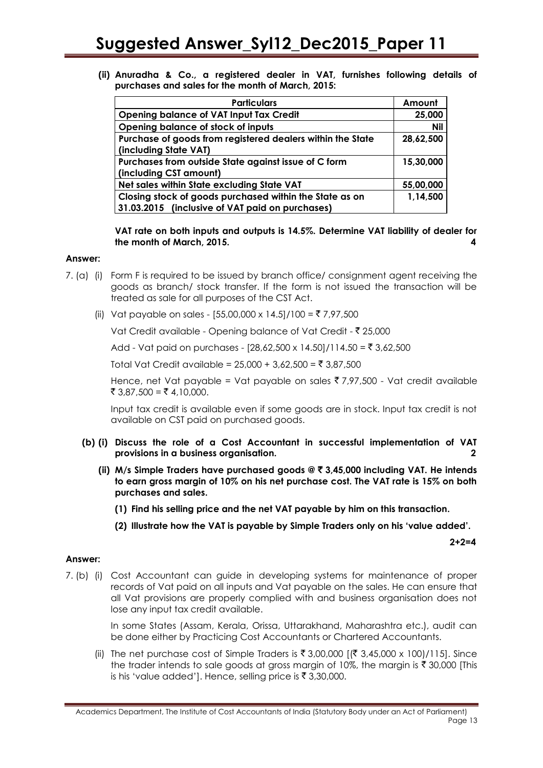**(ii) Anuradha & Co., a registered dealer in VAT, furnishes following details of purchases and sales for the month of March, 2015:**

| Particulars | Amount |
|---|---|
| Opening balance of VAT Input Tax Credit | 25,000 |
| Opening balance of stock of inputs | Nil |
| Purchase of goods from registered dealers within the State (including State VAT) | 28,62,500 |
| Purchases from outside State against issue of C form (including CST amount) | 15,30,000 |
| Net sales within State excluding State VAT | 55,00,000 |
| Closing stock of goods purchased within the State as on 31.03.2015 (inclusive of VAT paid on purchases) | 1,14,500 |

**VAT rate on both inputs and outputs is 14.5%. Determine VAT liability of dealer for the month of March, 2015.** **4**

**Answer:**

7. (a) (i) Form F is required to be issued by branch office/ consignment agent receiving the goods as branch/ stock transfer. If the form is not issued the transaction will be treated as sale for all purposes of the CST Act.

(ii) Vat payable on sales - [55,00,000 x 14.5]/100 = ₹ 7,97,500

Vat Credit available - Opening balance of Vat Credit - ₹ 25,000

Add - Vat paid on purchases - [28,62,500 x 14.50]/114.50 = ₹ 3,62,500

Total Vat Credit available = 25,000 + 3,62,500 = ₹ 3,87,500

Hence, net Vat payable = Vat payable on sales ₹ 7,97,500 - Vat credit available ₹ 3,87,500 = ₹ 4,10,000.

Input tax credit is available even if some goods are in stock. Input tax credit is not available on CST paid on purchased goods.

**(b) (i) Discuss the role of a Cost Accountant in successful implementation of VAT provisions in a business organisation.** **2**

**(ii) M/s Simple Traders have purchased goods @ ₹ 3,45,000 including VAT. He intends to earn gross margin of 10% on his net purchase cost. The VAT rate is 15% on both purchases and sales.**

**(1) Find his selling price and the net VAT payable by him on this transaction.**

**(2) Illustrate how the VAT is payable by Simple Traders only on his 'value added'.**

**2+2=4**

**Answer:**

7. (b) (i) Cost Accountant can guide in developing systems for maintenance of proper records of Vat paid on all inputs and Vat payable on the sales. He can ensure that all Vat provisions are properly complied with and business organisation does not lose any input tax credit available.

In some States (Assam, Kerala, Orissa, Uttarakhand, Maharashtra etc.), audit can be done either by Practicing Cost Accountants or Chartered Accountants.

(ii) The net purchase cost of Simple Traders is ₹ 3,00,000 [(₹ 3,45,000 x 100)/115]. Since the trader intends to sale goods at gross margin of 10%, the margin is ₹ 30,000 [This is his 'value added']. Hence, selling price is ₹ 3,30,000.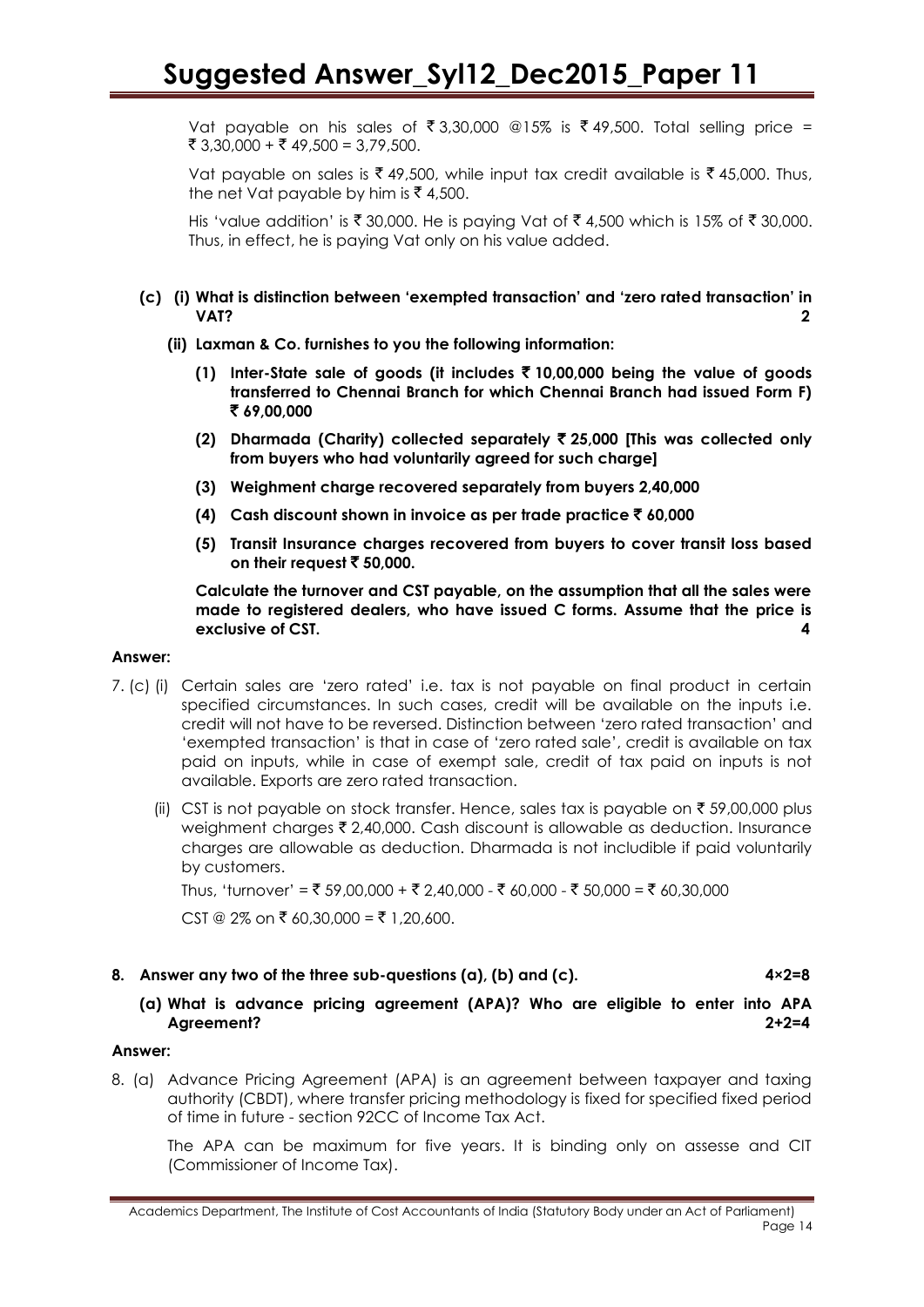Vat payable on his sales of ₹ 3,30,000 @15% is ₹ 49,500. Total selling price = ₹ 3,30,000 + ₹ 49,500 = 3,79,500.

Vat payable on sales is ₹ 49,500, while input tax credit available is ₹ 45,000. Thus, the net Vat payable by him is ₹ 4,500.

His 'value addition' is ₹ 30,000. He is paying Vat of ₹ 4,500 which is 15% of ₹ 30,000. Thus, in effect, he is paying Vat only on his value added.

**(c) (i) What is distinction between 'exempted transaction' and 'zero rated transaction' in VAT? 2**

**(ii) Laxman & Co. furnishes to you the following information:**

**(1) Inter-State sale of goods (it includes ₹ 10,00,000 being the value of goods transferred to Chennai Branch for which Chennai Branch had issued Form F) ₹ 69,00,000**

**(2) Dharmada (Charity) collected separately ₹ 25,000 [This was collected only from buyers who had voluntarily agreed for such charge]**

**(3) Weighment charge recovered separately from buyers 2,40,000**

**(4) Cash discount shown in invoice as per trade practice ₹ 60,000**

**(5) Transit Insurance charges recovered from buyers to cover transit loss based on their request ₹ 50,000.**

**Calculate the turnover and CST payable, on the assumption that all the sales were made to registered dealers, who have issued C forms. Assume that the price is exclusive of CST. 4**

**Answer:**

7. (c) (i) Certain sales are 'zero rated' i.e. tax is not payable on final product in certain specified circumstances. In such cases, credit will be available on the inputs i.e. credit will not have to be reversed. Distinction between 'zero rated transaction' and 'exempted transaction' is that in case of 'zero rated sale', credit is available on tax paid on inputs, while in case of exempt sale, credit of tax paid on inputs is not available. Exports are zero rated transaction.

(ii) CST is not payable on stock transfer. Hence, sales tax is payable on ₹ 59,00,000 plus weighment charges ₹ 2,40,000. Cash discount is allowable as deduction. Insurance charges are allowable as deduction. Dharmada is not includible if paid voluntarily by customers.

Thus, 'turnover' = ₹ 59,00,000 + ₹ 2,40,000 - ₹ 60,000 - ₹ 50,000 = ₹ 60,30,000

CST @ 2% on ₹ 60,30,000 = ₹ 1,20,600.

**8. Answer any two of the three sub-questions (a), (b) and (c). 4×2=8**

**(a) What is advance pricing agreement (APA)? Who are eligible to enter into APA Agreement? 2+2=4**

**Answer:**

8. (a) Advance Pricing Agreement (APA) is an agreement between taxpayer and taxing authority (CBDT), where transfer pricing methodology is fixed for specified fixed period of time in future - section 92CC of Income Tax Act.

The APA can be maximum for five years. It is binding only on assesse and CIT (Commissioner of Income Tax).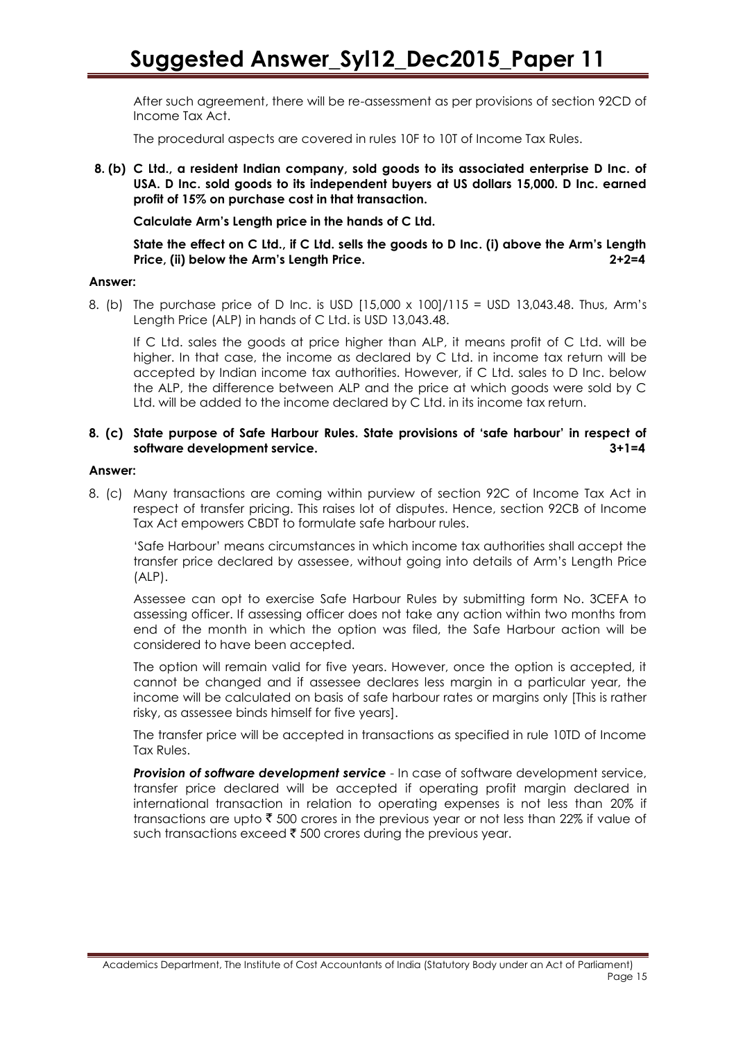After such agreement, there will be re-assessment as per provisions of section 92CD of Income Tax Act.

The procedural aspects are covered in rules 10F to 10T of Income Tax Rules.

**8. (b) C Ltd., a resident Indian company, sold goods to its associated enterprise D Inc. of USA. D Inc. sold goods to its independent buyers at US dollars 15,000. D Inc. earned profit of 15% on purchase cost in that transaction.**

**Calculate Arm's Length price in the hands of C Ltd.**

**State the effect on C Ltd., if C Ltd. sells the goods to D Inc. (i) above the Arm's Length Price, (ii) below the Arm's Length Price. 2+2=4**

**Answer:**

8. (b) The purchase price of D Inc. is USD [15,000 x 100]/115 = USD 13,043.48. Thus, Arm's Length Price (ALP) in hands of C Ltd. is USD 13,043.48.

If C Ltd. sales the goods at price higher than ALP, it means profit of C Ltd. will be higher. In that case, the income as declared by C Ltd. in income tax return will be accepted by Indian income tax authorities. However, if C Ltd. sales to D Inc. below the ALP, the difference between ALP and the price at which goods were sold by C Ltd. will be added to the income declared by C Ltd. in its income tax return.

**8. (c) State purpose of Safe Harbour Rules. State provisions of 'safe harbour' in respect of software development service. 3+1=4**

**Answer:**

8. (c) Many transactions are coming within purview of section 92C of Income Tax Act in respect of transfer pricing. This raises lot of disputes. Hence, section 92CB of Income Tax Act empowers CBDT to formulate safe harbour rules.

'Safe Harbour' means circumstances in which income tax authorities shall accept the transfer price declared by assessee, without going into details of Arm's Length Price (ALP).

Assessee can opt to exercise Safe Harbour Rules by submitting form No. 3CEFA to assessing officer. If assessing officer does not take any action within two months from end of the month in which the option was filed, the Safe Harbour action will be considered to have been accepted.

The option will remain valid for five years. However, once the option is accepted, it cannot be changed and if assessee declares less margin in a particular year, the income will be calculated on basis of safe harbour rates or margins only [This is rather risky, as assessee binds himself for five years].

The transfer price will be accepted in transactions as specified in rule 10TD of Income Tax Rules.

***Provision of software development service*** - In case of software development service, transfer price declared will be accepted if operating profit margin declared in international transaction in relation to operating expenses is not less than 20% if transactions are upto ₹ 500 crores in the previous year or not less than 22% if value of such transactions exceed ₹ 500 crores during the previous year.